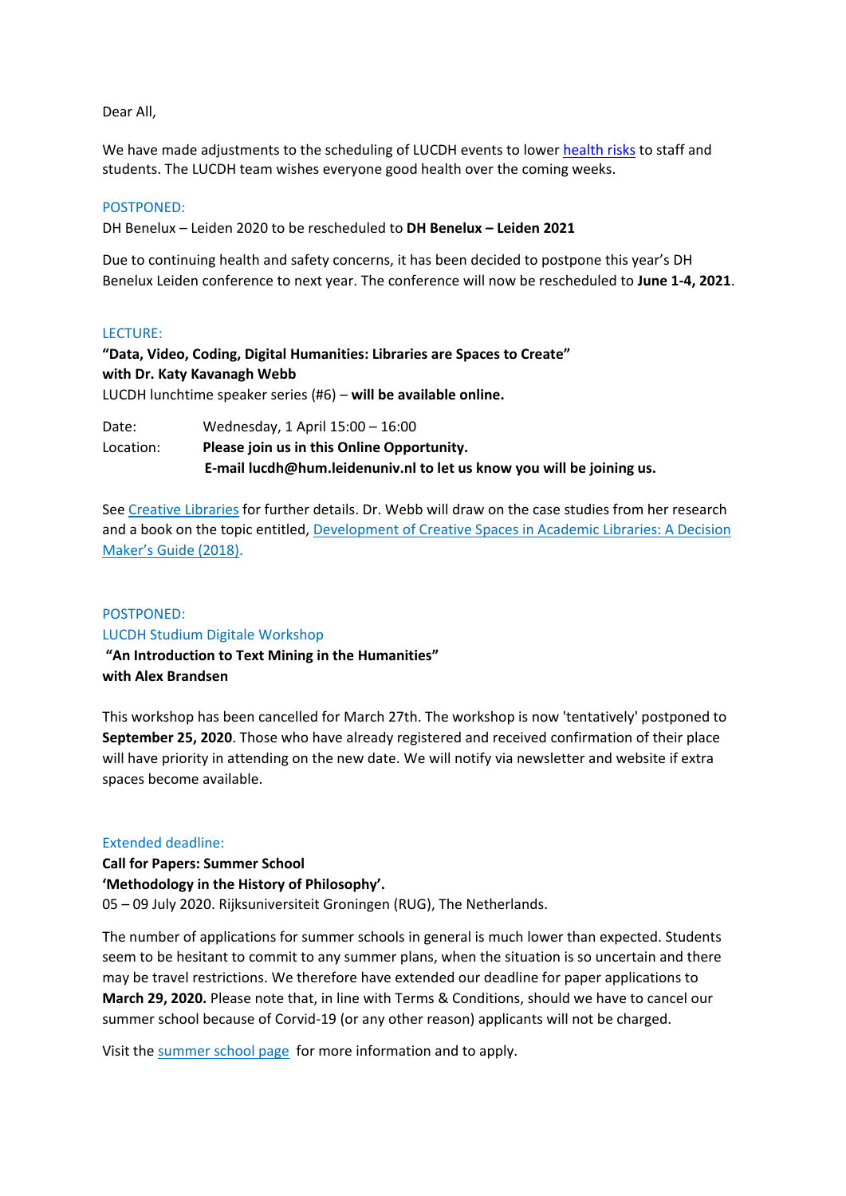Dear All,

We have made adjustments to the scheduling of LUCDH events to lower health risks to staff and students. The LUCDH team wishes everyone good health over the coming weeks.

POSTPONED:

DH Benelux – Leiden 2020 to be rescheduled to **DH Benelux – Leiden 2021**

Due to continuing health and safety concerns, it has been decided to postpone this year's DH Benelux Leiden conference to next year. The conference will now be rescheduled to **June 1-4, 2021**.

LECTURE:

**"Data, Video, Coding, Digital Humanities: Libraries are Spaces to Create"**
**with Dr. Katy Kavanagh Webb**
LUCDH lunchtime speaker series (#6) – **will be available online.**

Date: Wednesday, 1 April 15:00 – 16:00
Location: **Please join us in this Online Opportunity.**
**E-mail lucdh@hum.leidenuniv.nl to let us know you will be joining us.**

See Creative Libraries for further details. Dr. Webb will draw on the case studies from her research and a book on the topic entitled, Development of Creative Spaces in Academic Libraries: A Decision Maker's Guide (2018).

POSTPONED:

LUCDH Studium Digitale Workshop
**"An Introduction to Text Mining in the Humanities"**
**with Alex Brandsen**

This workshop has been cancelled for March 27th. The workshop is now 'tentatively' postponed to **September 25, 2020**. Those who have already registered and received confirmation of their place will have priority in attending on the new date. We will notify via newsletter and website if extra spaces become available.

Extended deadline:

**Call for Papers: Summer School**
**'Methodology in the History of Philosophy'.**
05 – 09 July 2020. Rijksuniversiteit Groningen (RUG), The Netherlands.

The number of applications for summer schools in general is much lower than expected. Students seem to be hesitant to commit to any summer plans, when the situation is so uncertain and there may be travel restrictions. We therefore have extended our deadline for paper applications to **March 29, 2020.** Please note that, in line with Terms & Conditions, should we have to cancel our summer school because of Corvid-19 (or any other reason) applicants will not be charged.

Visit the summer school page for more information and to apply.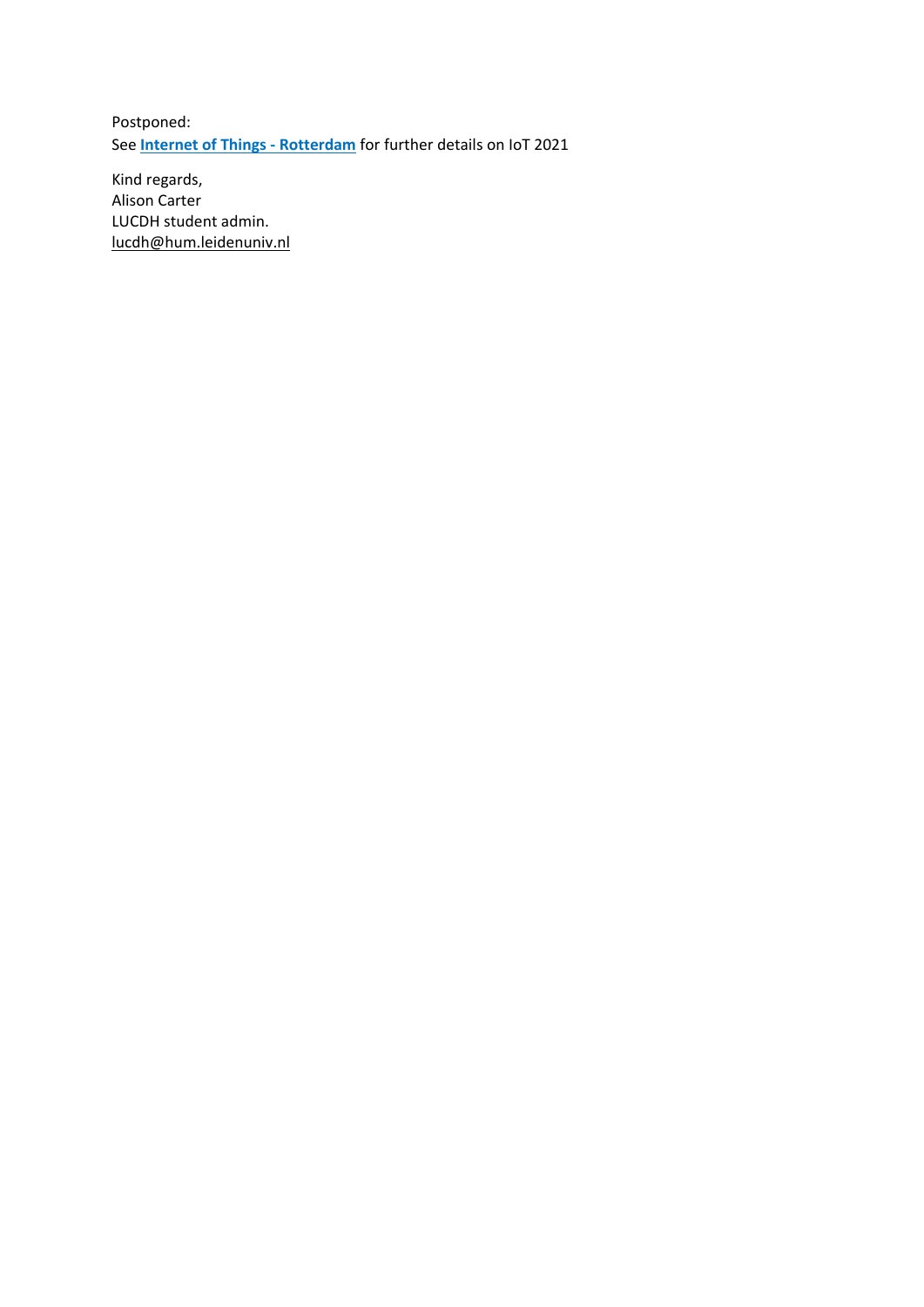Postponed:
See **Internet of Things - Rotterdam** for further details on IoT 2021

Kind regards,
Alison Carter
LUCDH student admin.
lucdh@hum.leidenuniv.nl